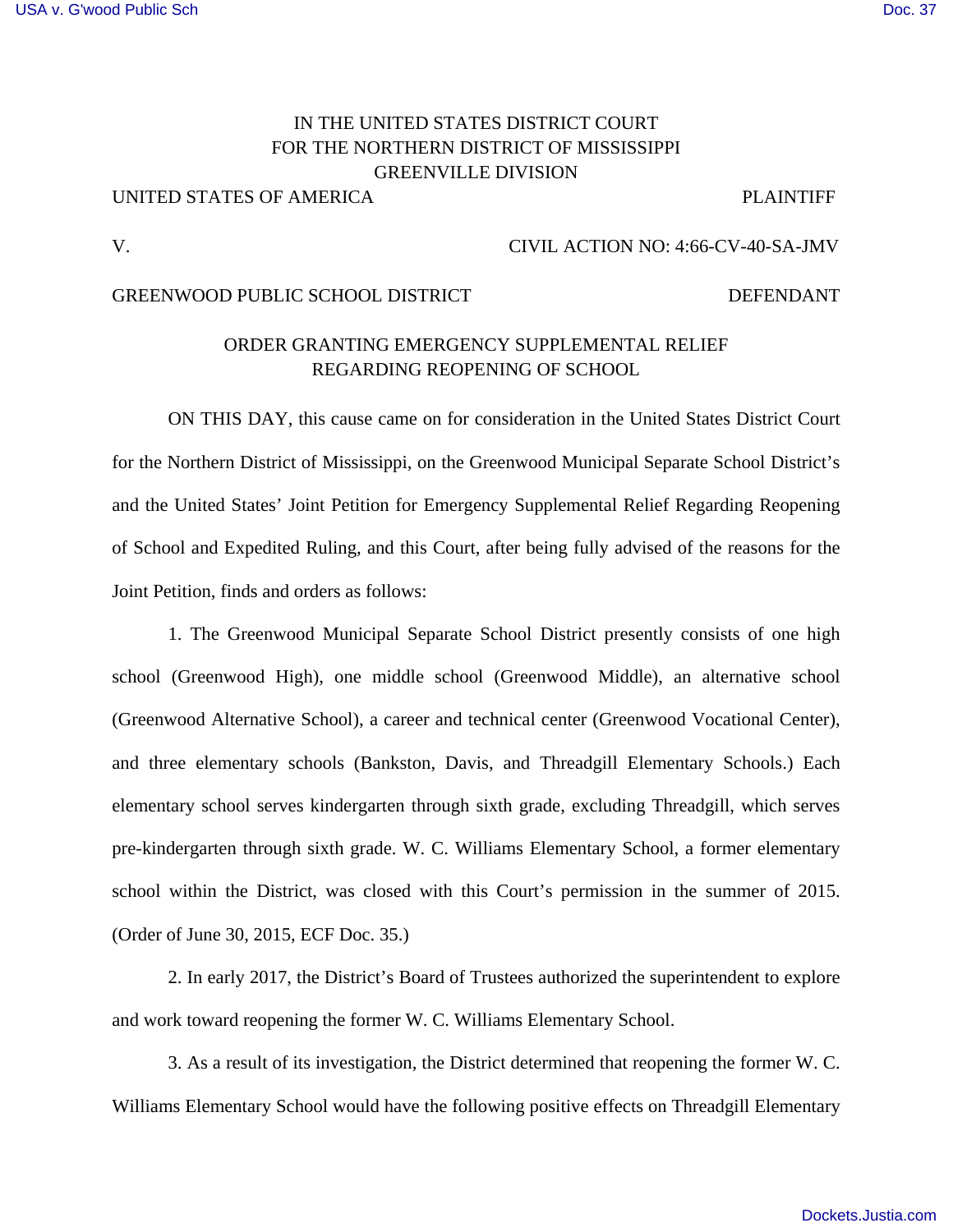IN THE UNITED STATES DISTRICT COURT
FOR THE NORTHERN DISTRICT OF MISSISSIPPI
GREENVILLE DIVISION

UNITED STATES OF AMERICA PLAINTIFF

V. CIVIL ACTION NO: 4:66-CV-40-SA-JMV

GREENWOOD PUBLIC SCHOOL DISTRICT DEFENDANT

## ORDER GRANTING EMERGENCY SUPPLEMENTAL RELIEF REGARDING REOPENING OF SCHOOL

ON THIS DAY, this cause came on for consideration in the United States District Court for the Northern District of Mississippi, on the Greenwood Municipal Separate School District's and the United States' Joint Petition for Emergency Supplemental Relief Regarding Reopening of School and Expedited Ruling, and this Court, after being fully advised of the reasons for the Joint Petition, finds and orders as follows:

1. The Greenwood Municipal Separate School District presently consists of one high school (Greenwood High), one middle school (Greenwood Middle), an alternative school (Greenwood Alternative School), a career and technical center (Greenwood Vocational Center), and three elementary schools (Bankston, Davis, and Threadgill Elementary Schools.) Each elementary school serves kindergarten through sixth grade, excluding Threadgill, which serves pre-kindergarten through sixth grade. W. C. Williams Elementary School, a former elementary school within the District, was closed with this Court's permission in the summer of 2015. (Order of June 30, 2015, ECF Doc. 35.)

2. In early 2017, the District's Board of Trustees authorized the superintendent to explore and work toward reopening the former W. C. Williams Elementary School.

3. As a result of its investigation, the District determined that reopening the former W. C. Williams Elementary School would have the following positive effects on Threadgill Elementary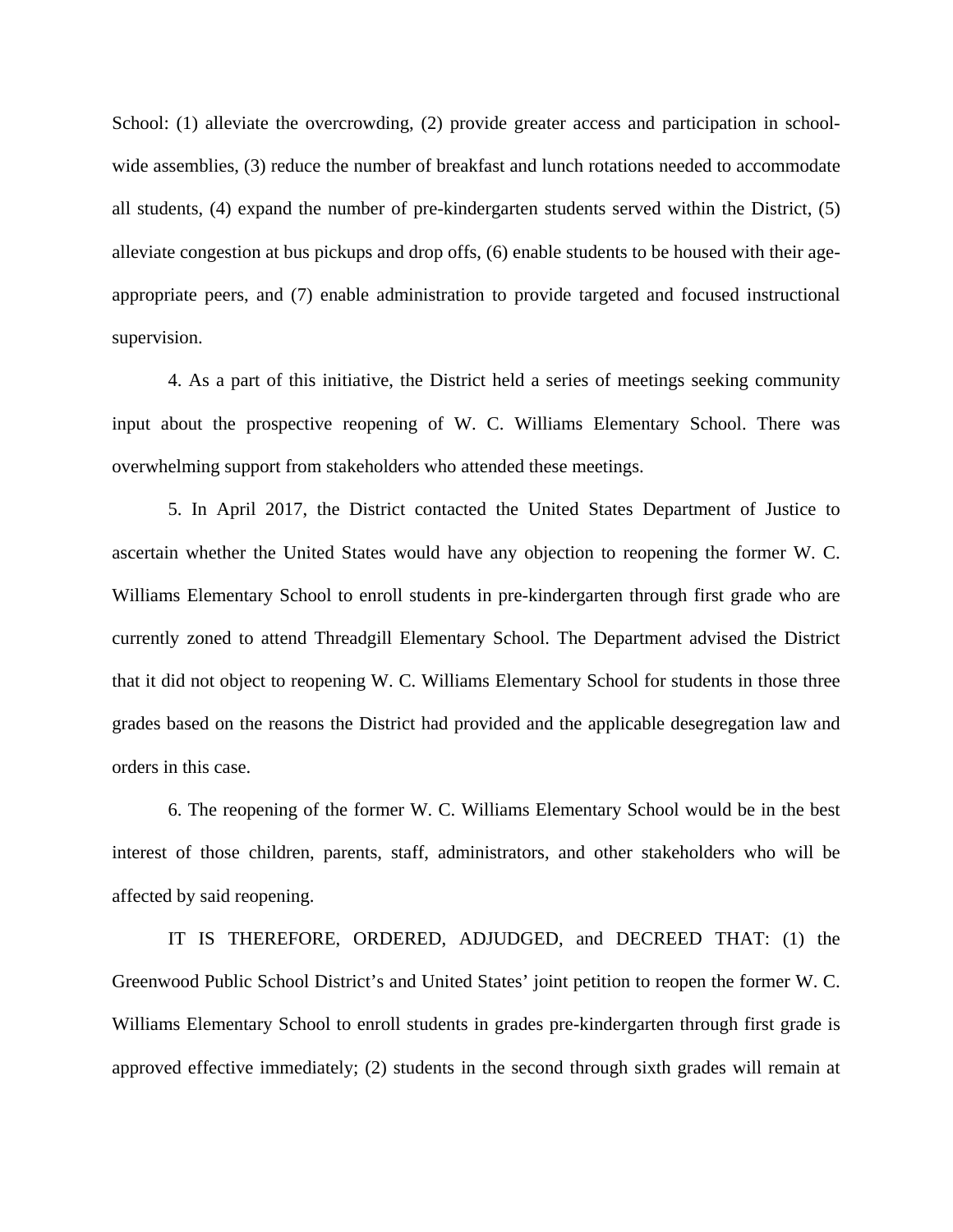School: (1) alleviate the overcrowding, (2) provide greater access and participation in school-wide assemblies, (3) reduce the number of breakfast and lunch rotations needed to accommodate all students, (4) expand the number of pre-kindergarten students served within the District, (5) alleviate congestion at bus pickups and drop offs, (6) enable students to be housed with their age-appropriate peers, and (7) enable administration to provide targeted and focused instructional supervision.

4. As a part of this initiative, the District held a series of meetings seeking community input about the prospective reopening of W. C. Williams Elementary School. There was overwhelming support from stakeholders who attended these meetings.

5. In April 2017, the District contacted the United States Department of Justice to ascertain whether the United States would have any objection to reopening the former W. C. Williams Elementary School to enroll students in pre-kindergarten through first grade who are currently zoned to attend Threadgill Elementary School. The Department advised the District that it did not object to reopening W. C. Williams Elementary School for students in those three grades based on the reasons the District had provided and the applicable desegregation law and orders in this case.

6. The reopening of the former W. C. Williams Elementary School would be in the best interest of those children, parents, staff, administrators, and other stakeholders who will be affected by said reopening.

IT IS THEREFORE, ORDERED, ADJUDGED, and DECREED THAT: (1) the Greenwood Public School District's and United States' joint petition to reopen the former W. C. Williams Elementary School to enroll students in grades pre-kindergarten through first grade is approved effective immediately; (2) students in the second through sixth grades will remain at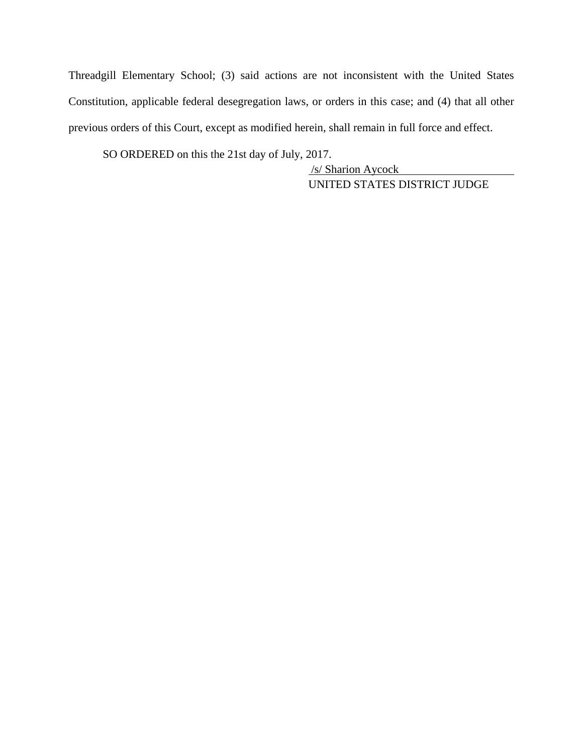Threadgill Elementary School; (3) said actions are not inconsistent with the United States Constitution, applicable federal desegregation laws, or orders in this case; and (4) that all other previous orders of this Court, except as modified herein, shall remain in full force and effect.

SO ORDERED on this the 21st day of July, 2017.

/s/ Sharion Aycock
UNITED STATES DISTRICT JUDGE